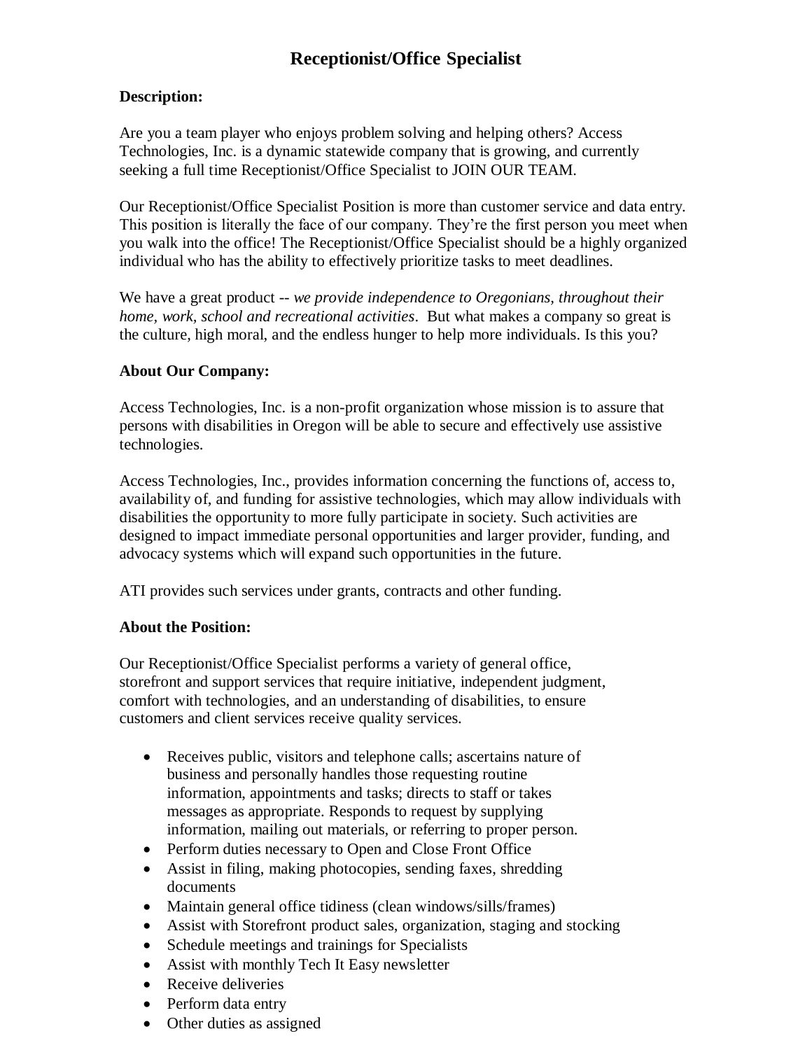# Receptionist/Office Specialist

**Description:**

Are you a team player who enjoys problem solving and helping others? Access Technologies, Inc. is a dynamic statewide company that is growing, and currently seeking a full time Receptionist/Office Specialist to JOIN OUR TEAM.

Our Receptionist/Office Specialist Position is more than customer service and data entry. This position is literally the face of our company. They're the first person you meet when you walk into the office! The Receptionist/Office Specialist should be a highly organized individual who has the ability to effectively prioritize tasks to meet deadlines.

We have a great product -- *we provide independence to Oregonians, throughout their home, work, school and recreational activities*. But what makes a company so great is the culture, high moral, and the endless hunger to help more individuals. Is this you?

**About Our Company:**

Access Technologies, Inc. is a non-profit organization whose mission is to assure that persons with disabilities in Oregon will be able to secure and effectively use assistive technologies.

Access Technologies, Inc., provides information concerning the functions of, access to, availability of, and funding for assistive technologies, which may allow individuals with disabilities the opportunity to more fully participate in society. Such activities are designed to impact immediate personal opportunities and larger provider, funding, and advocacy systems which will expand such opportunities in the future.

ATI provides such services under grants, contracts and other funding.

**About the Position:**

Our Receptionist/Office Specialist performs a variety of general office, storefront and support services that require initiative, independent judgment, comfort with technologies, and an understanding of disabilities, to ensure customers and client services receive quality services.

- Receives public, visitors and telephone calls; ascertains nature of business and personally handles those requesting routine information, appointments and tasks; directs to staff or takes messages as appropriate. Responds to request by supplying information, mailing out materials, or referring to proper person.
- Perform duties necessary to Open and Close Front Office
- Assist in filing, making photocopies, sending faxes, shredding documents
- Maintain general office tidiness (clean windows/sills/frames)
- Assist with Storefront product sales, organization, staging and stocking
- Schedule meetings and trainings for Specialists
- Assist with monthly Tech It Easy newsletter
- Receive deliveries
- Perform data entry
- Other duties as assigned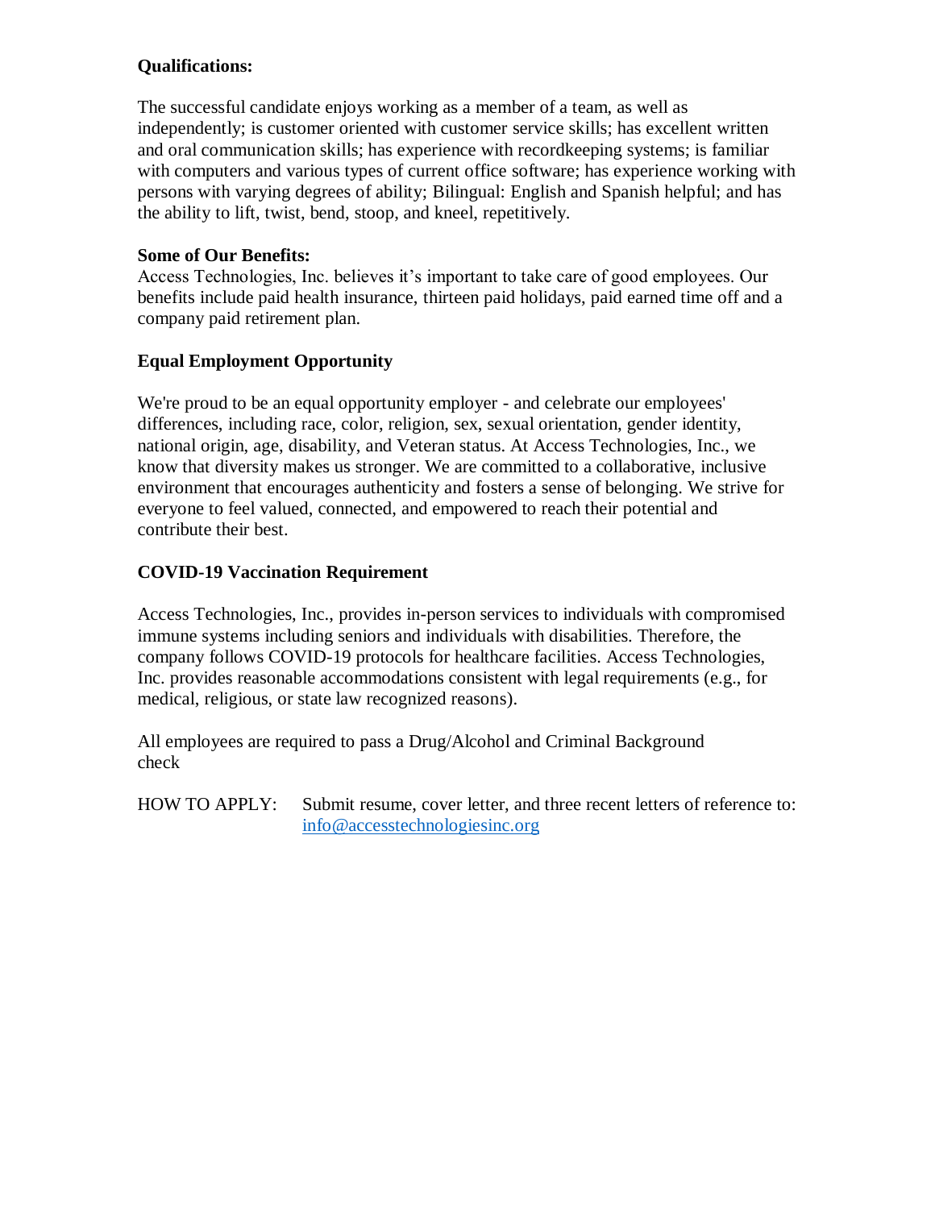**Qualifications:**

The successful candidate enjoys working as a member of a team, as well as independently; is customer oriented with customer service skills; has excellent written and oral communication skills; has experience with recordkeeping systems; is familiar with computers and various types of current office software; has experience working with persons with varying degrees of ability; Bilingual: English and Spanish helpful; and has the ability to lift, twist, bend, stoop, and kneel, repetitively.

**Some of Our Benefits:**

Access Technologies, Inc. believes it's important to take care of good employees. Our benefits include paid health insurance, thirteen paid holidays, paid earned time off and a company paid retirement plan.

**Equal Employment Opportunity**

We're proud to be an equal opportunity employer - and celebrate our employees' differences, including race, color, religion, sex, sexual orientation, gender identity, national origin, age, disability, and Veteran status. At Access Technologies, Inc., we know that diversity makes us stronger. We are committed to a collaborative, inclusive environment that encourages authenticity and fosters a sense of belonging. We strive for everyone to feel valued, connected, and empowered to reach their potential and contribute their best.

**COVID-19 Vaccination Requirement**

Access Technologies, Inc., provides in-person services to individuals with compromised immune systems including seniors and individuals with disabilities. Therefore, the company follows COVID-19 protocols for healthcare facilities. Access Technologies, Inc. provides reasonable accommodations consistent with legal requirements (e.g., for medical, religious, or state law recognized reasons).

All employees are required to pass a Drug/Alcohol and Criminal Background check

HOW TO APPLY: Submit resume, cover letter, and three recent letters of reference to: info@accesstechnologiesinc.org